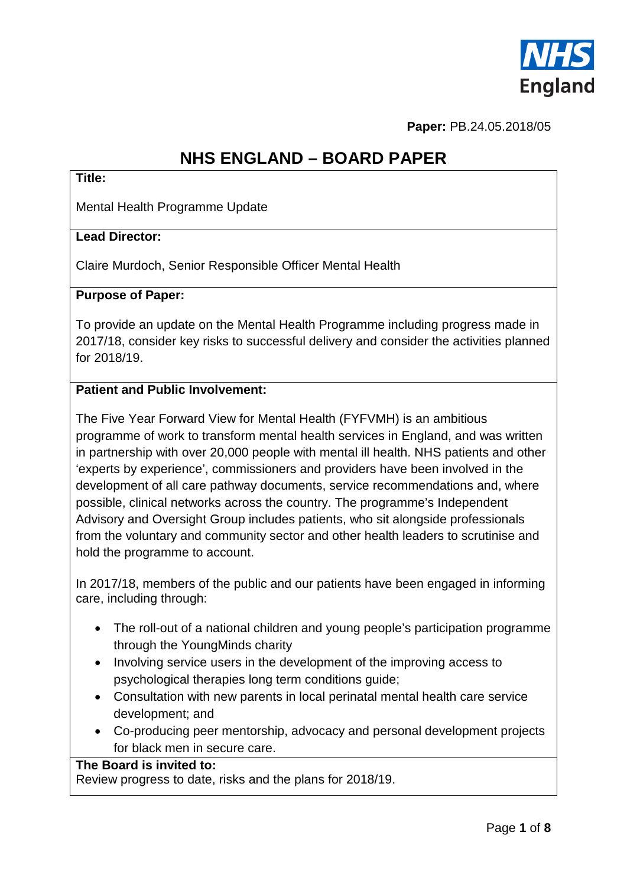**Paper:** PB.24.05.2018/05

# NHS ENGLAND – BOARD PAPER

**Title:**

Mental Health Programme Update

**Lead Director:**

Claire Murdoch, Senior Responsible Officer Mental Health

**Purpose of Paper:**

To provide an update on the Mental Health Programme including progress made in 2017/18, consider key risks to successful delivery and consider the activities planned for 2018/19.

**Patient and Public Involvement:**

The Five Year Forward View for Mental Health (FYFVMH) is an ambitious programme of work to transform mental health services in England, and was written in partnership with over 20,000 people with mental ill health. NHS patients and other 'experts by experience', commissioners and providers have been involved in the development of all care pathway documents, service recommendations and, where possible, clinical networks across the country. The programme's Independent Advisory and Oversight Group includes patients, who sit alongside professionals from the voluntary and community sector and other health leaders to scrutinise and hold the programme to account.

In 2017/18, members of the public and our patients have been engaged in informing care, including through:

- The roll-out of a national children and young people's participation programme through the YoungMinds charity
- Involving service users in the development of the improving access to psychological therapies long term conditions guide;
- Consultation with new parents in local perinatal mental health care service development; and
- Co-producing peer mentorship, advocacy and personal development projects for black men in secure care.

**The Board is invited to:**
Review progress to date, risks and the plans for 2018/19.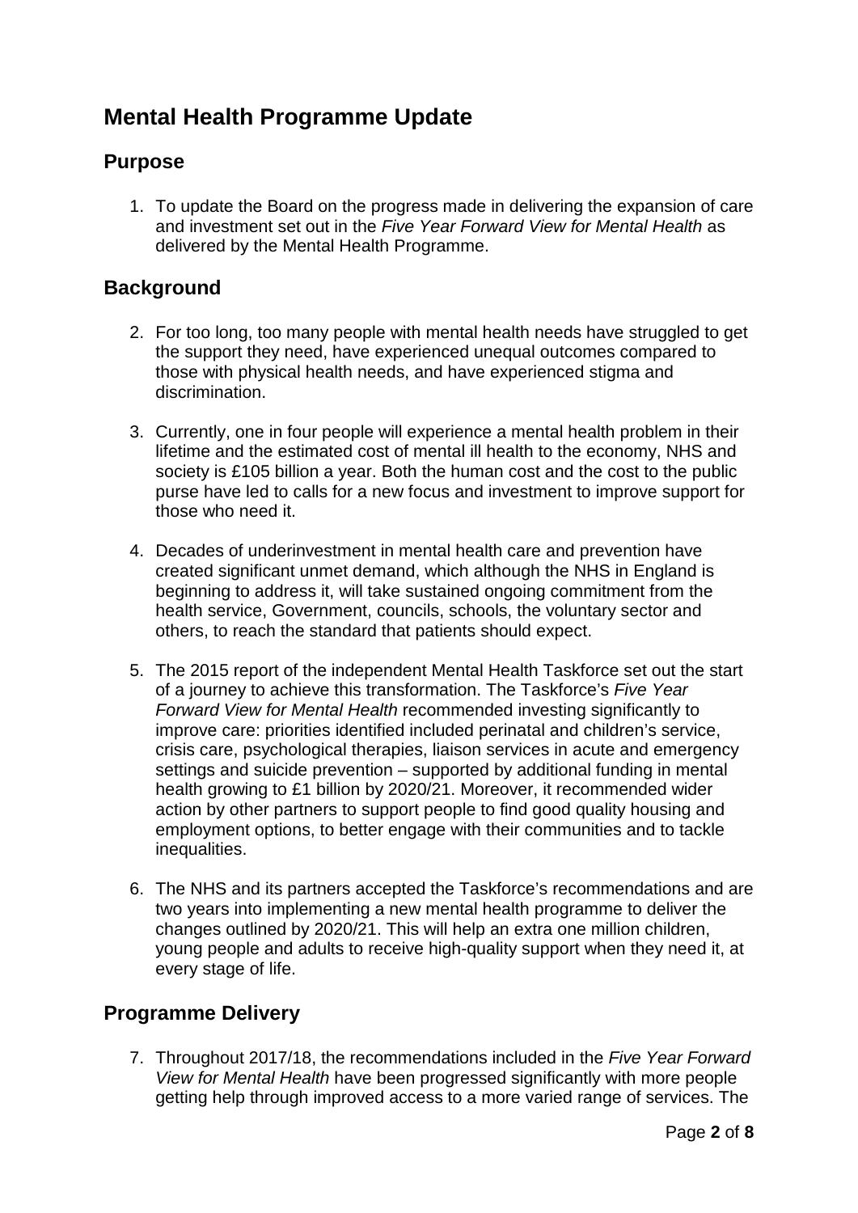# Mental Health Programme Update

## Purpose

1. To update the Board on the progress made in delivering the expansion of care and investment set out in the *Five Year Forward View for Mental Health* as delivered by the Mental Health Programme.

## Background

2. For too long, too many people with mental health needs have struggled to get the support they need, have experienced unequal outcomes compared to those with physical health needs, and have experienced stigma and discrimination.

3. Currently, one in four people will experience a mental health problem in their lifetime and the estimated cost of mental ill health to the economy, NHS and society is £105 billion a year. Both the human cost and the cost to the public purse have led to calls for a new focus and investment to improve support for those who need it.

4. Decades of underinvestment in mental health care and prevention have created significant unmet demand, which although the NHS in England is beginning to address it, will take sustained ongoing commitment from the health service, Government, councils, schools, the voluntary sector and others, to reach the standard that patients should expect.

5. The 2015 report of the independent Mental Health Taskforce set out the start of a journey to achieve this transformation. The Taskforce's *Five Year Forward View for Mental Health* recommended investing significantly to improve care: priorities identified included perinatal and children's service, crisis care, psychological therapies, liaison services in acute and emergency settings and suicide prevention – supported by additional funding in mental health growing to £1 billion by 2020/21. Moreover, it recommended wider action by other partners to support people to find good quality housing and employment options, to better engage with their communities and to tackle inequalities.

6. The NHS and its partners accepted the Taskforce's recommendations and are two years into implementing a new mental health programme to deliver the changes outlined by 2020/21. This will help an extra one million children, young people and adults to receive high-quality support when they need it, at every stage of life.

## Programme Delivery

7. Throughout 2017/18, the recommendations included in the *Five Year Forward View for Mental Health* have been progressed significantly with more people getting help through improved access to a more varied range of services. The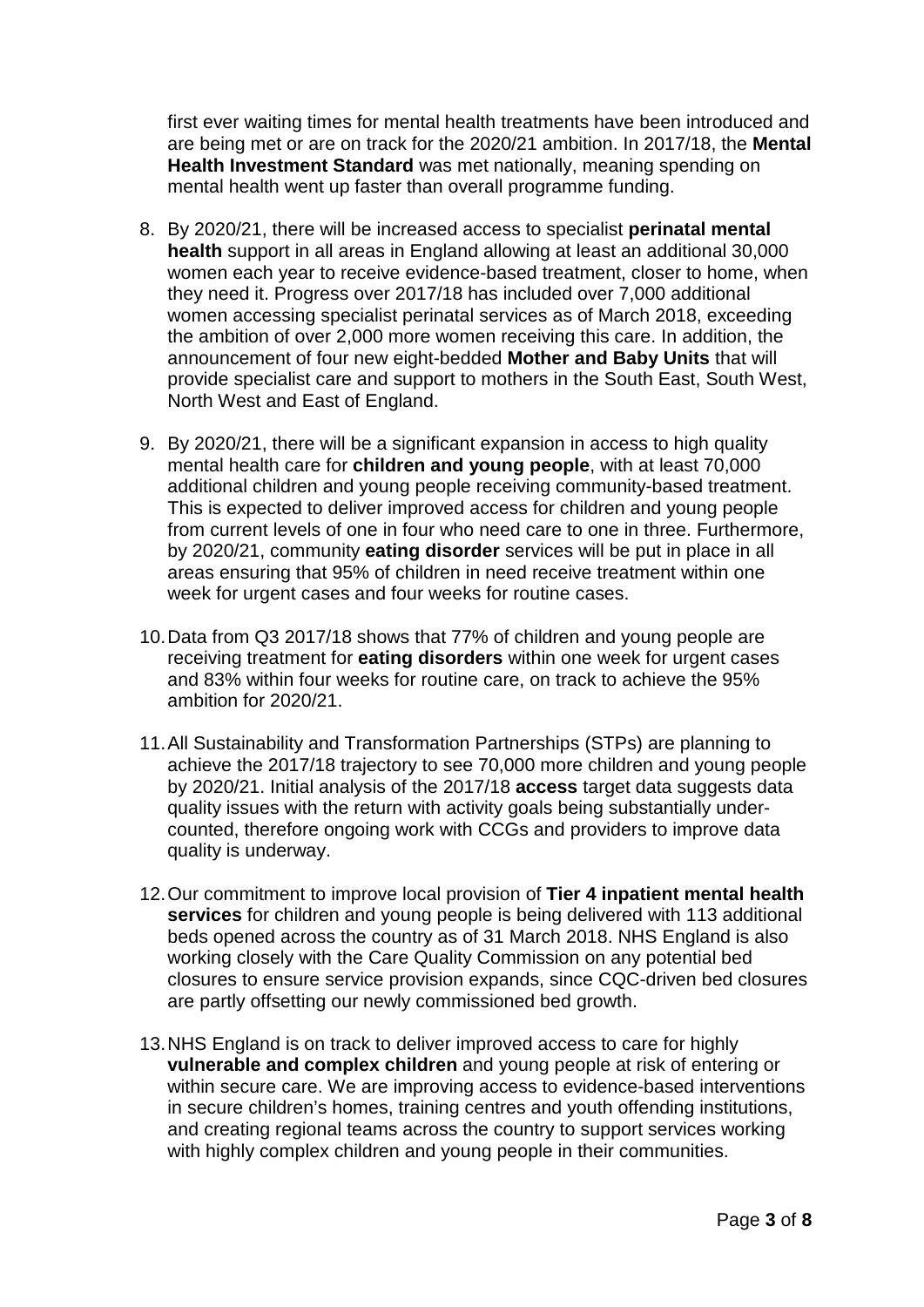first ever waiting times for mental health treatments have been introduced and are being met or are on track for the 2020/21 ambition. In 2017/18, the **Mental Health Investment Standard** was met nationally, meaning spending on mental health went up faster than overall programme funding.

8. By 2020/21, there will be increased access to specialist **perinatal mental health** support in all areas in England allowing at least an additional 30,000 women each year to receive evidence-based treatment, closer to home, when they need it. Progress over 2017/18 has included over 7,000 additional women accessing specialist perinatal services as of March 2018, exceeding the ambition of over 2,000 more women receiving this care. In addition, the announcement of four new eight-bedded **Mother and Baby Units** that will provide specialist care and support to mothers in the South East, South West, North West and East of England.

9. By 2020/21, there will be a significant expansion in access to high quality mental health care for **children and young people**, with at least 70,000 additional children and young people receiving community-based treatment. This is expected to deliver improved access for children and young people from current levels of one in four who need care to one in three. Furthermore, by 2020/21, community **eating disorder** services will be put in place in all areas ensuring that 95% of children in need receive treatment within one week for urgent cases and four weeks for routine cases.

10. Data from Q3 2017/18 shows that 77% of children and young people are receiving treatment for **eating disorders** within one week for urgent cases and 83% within four weeks for routine care, on track to achieve the 95% ambition for 2020/21.

11. All Sustainability and Transformation Partnerships (STPs) are planning to achieve the 2017/18 trajectory to see 70,000 more children and young people by 2020/21. Initial analysis of the 2017/18 **access** target data suggests data quality issues with the return with activity goals being substantially under-counted, therefore ongoing work with CCGs and providers to improve data quality is underway.

12. Our commitment to improve local provision of **Tier 4 inpatient mental health services** for children and young people is being delivered with 113 additional beds opened across the country as of 31 March 2018. NHS England is also working closely with the Care Quality Commission on any potential bed closures to ensure service provision expands, since CQC-driven bed closures are partly offsetting our newly commissioned bed growth.

13. NHS England is on track to deliver improved access to care for highly **vulnerable and complex children** and young people at risk of entering or within secure care. We are improving access to evidence-based interventions in secure children's homes, training centres and youth offending institutions, and creating regional teams across the country to support services working with highly complex children and young people in their communities.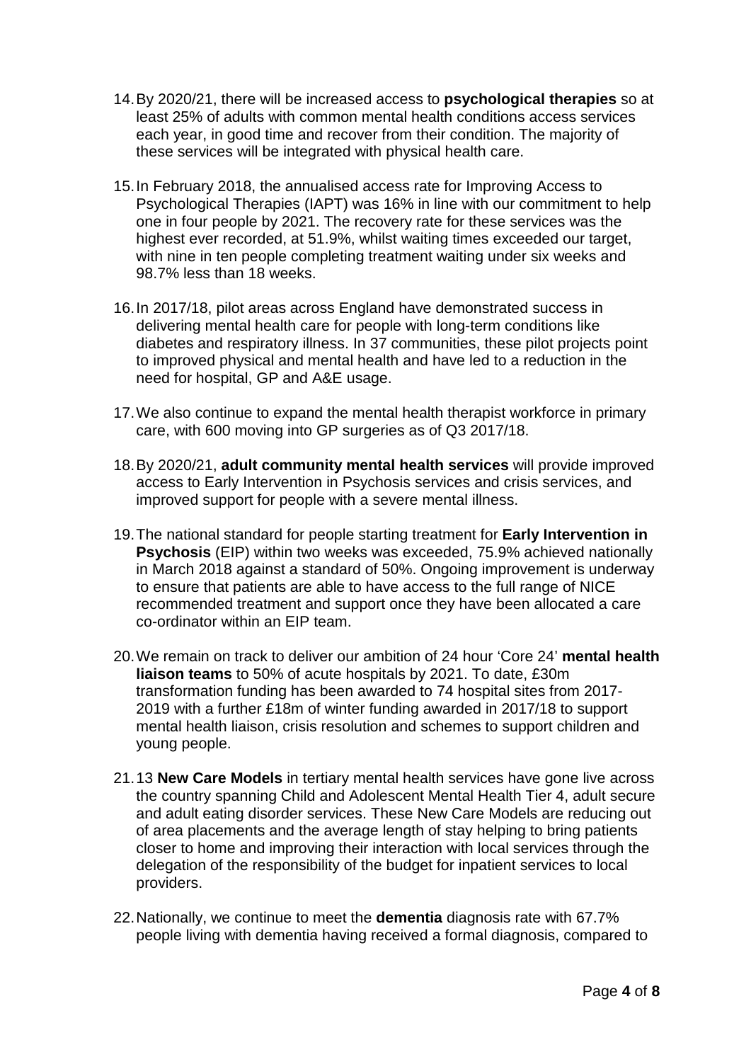14. By 2020/21, there will be increased access to **psychological therapies** so at least 25% of adults with common mental health conditions access services each year, in good time and recover from their condition. The majority of these services will be integrated with physical health care.

15. In February 2018, the annualised access rate for Improving Access to Psychological Therapies (IAPT) was 16% in line with our commitment to help one in four people by 2021. The recovery rate for these services was the highest ever recorded, at 51.9%, whilst waiting times exceeded our target, with nine in ten people completing treatment waiting under six weeks and 98.7% less than 18 weeks.

16. In 2017/18, pilot areas across England have demonstrated success in delivering mental health care for people with long-term conditions like diabetes and respiratory illness. In 37 communities, these pilot projects point to improved physical and mental health and have led to a reduction in the need for hospital, GP and A&E usage.

17. We also continue to expand the mental health therapist workforce in primary care, with 600 moving into GP surgeries as of Q3 2017/18.

18. By 2020/21, **adult community mental health services** will provide improved access to Early Intervention in Psychosis services and crisis services, and improved support for people with a severe mental illness.

19. The national standard for people starting treatment for **Early Intervention in Psychosis** (EIP) within two weeks was exceeded, 75.9% achieved nationally in March 2018 against a standard of 50%. Ongoing improvement is underway to ensure that patients are able to have access to the full range of NICE recommended treatment and support once they have been allocated a care co-ordinator within an EIP team.

20. We remain on track to deliver our ambition of 24 hour 'Core 24' **mental health liaison teams** to 50% of acute hospitals by 2021. To date, £30m transformation funding has been awarded to 74 hospital sites from 2017-2019 with a further £18m of winter funding awarded in 2017/18 to support mental health liaison, crisis resolution and schemes to support children and young people.

21. 13 **New Care Models** in tertiary mental health services have gone live across the country spanning Child and Adolescent Mental Health Tier 4, adult secure and adult eating disorder services. These New Care Models are reducing out of area placements and the average length of stay helping to bring patients closer to home and improving their interaction with local services through the delegation of the responsibility of the budget for inpatient services to local providers.

22. Nationally, we continue to meet the **dementia** diagnosis rate with 67.7% people living with dementia having received a formal diagnosis, compared to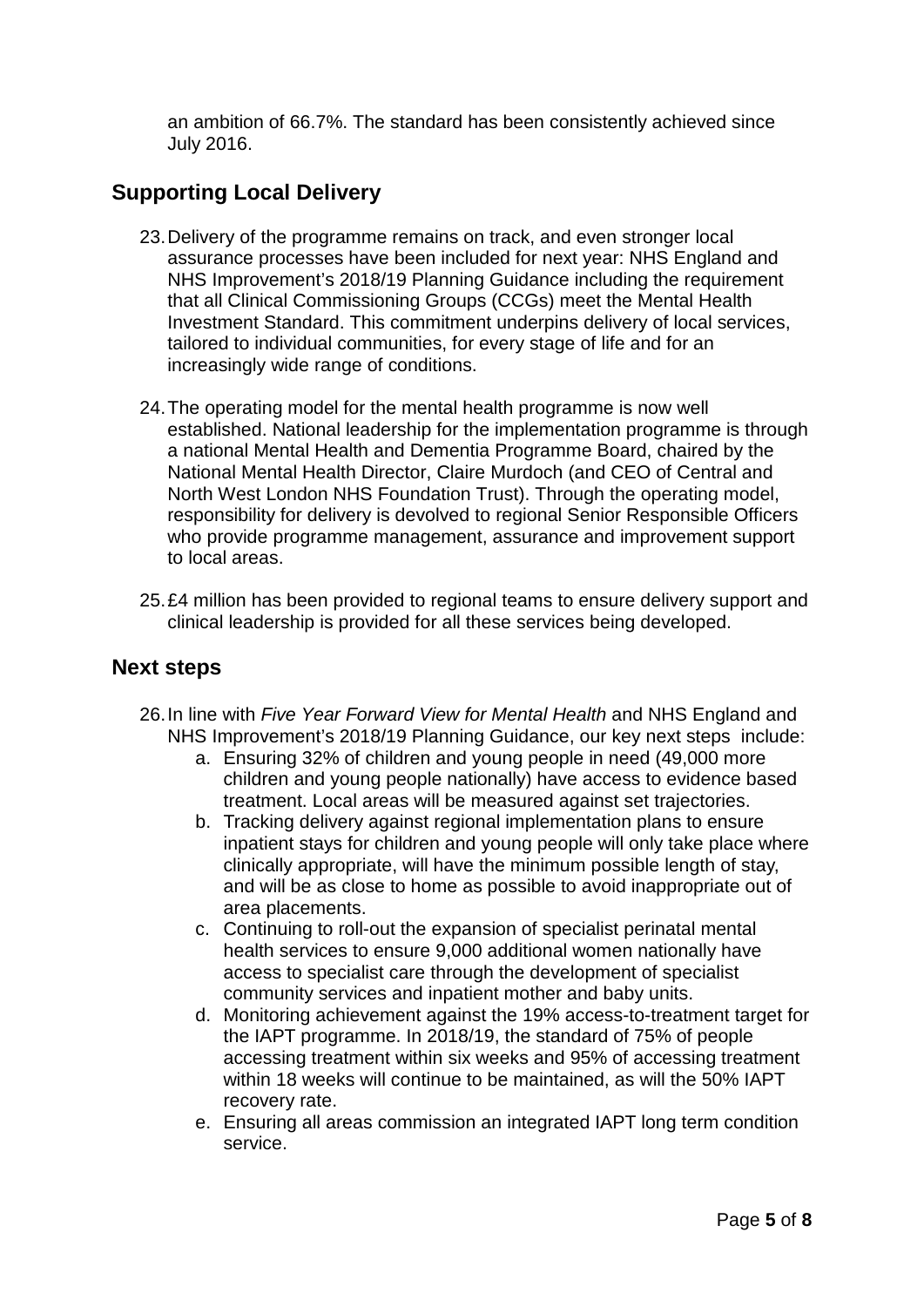an ambition of 66.7%. The standard has been consistently achieved since July 2016.

## Supporting Local Delivery

23. Delivery of the programme remains on track, and even stronger local assurance processes have been included for next year: NHS England and NHS Improvement's 2018/19 Planning Guidance including the requirement that all Clinical Commissioning Groups (CCGs) meet the Mental Health Investment Standard. This commitment underpins delivery of local services, tailored to individual communities, for every stage of life and for an increasingly wide range of conditions.

24. The operating model for the mental health programme is now well established. National leadership for the implementation programme is through a national Mental Health and Dementia Programme Board, chaired by the National Mental Health Director, Claire Murdoch (and CEO of Central and North West London NHS Foundation Trust). Through the operating model, responsibility for delivery is devolved to regional Senior Responsible Officers who provide programme management, assurance and improvement support to local areas.

25. £4 million has been provided to regional teams to ensure delivery support and clinical leadership is provided for all these services being developed.

## Next steps

26. In line with *Five Year Forward View for Mental Health* and NHS England and NHS Improvement's 2018/19 Planning Guidance, our key next steps include:
    a. Ensuring 32% of children and young people in need (49,000 more children and young people nationally) have access to evidence based treatment. Local areas will be measured against set trajectories.
    b. Tracking delivery against regional implementation plans to ensure inpatient stays for children and young people will only take place where clinically appropriate, will have the minimum possible length of stay, and will be as close to home as possible to avoid inappropriate out of area placements.
    c. Continuing to roll-out the expansion of specialist perinatal mental health services to ensure 9,000 additional women nationally have access to specialist care through the development of specialist community services and inpatient mother and baby units.
    d. Monitoring achievement against the 19% access-to-treatment target for the IAPT programme. In 2018/19, the standard of 75% of people accessing treatment within six weeks and 95% of accessing treatment within 18 weeks will continue to be maintained, as will the 50% IAPT recovery rate.
    e. Ensuring all areas commission an integrated IAPT long term condition service.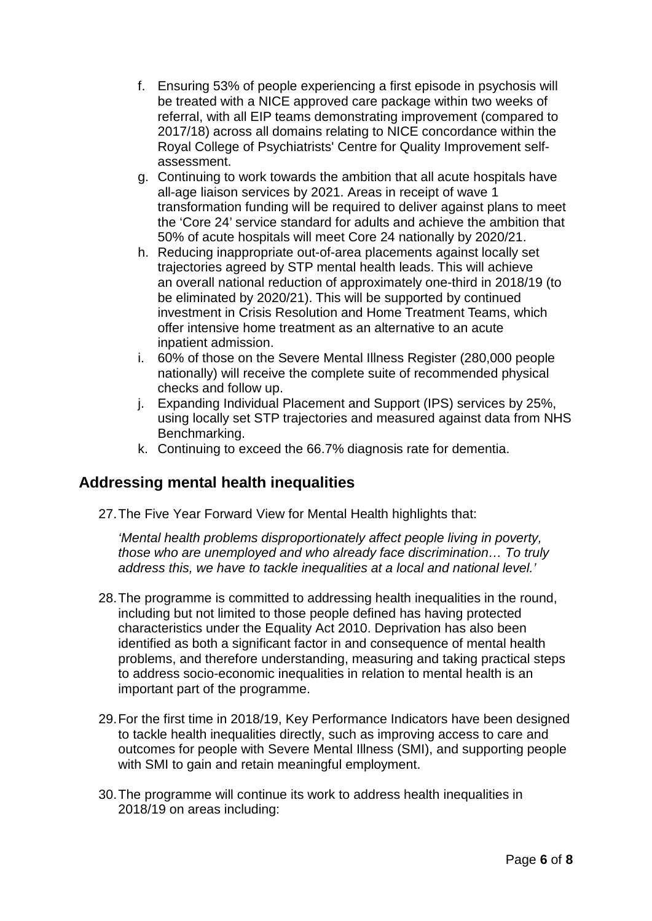f. Ensuring 53% of people experiencing a first episode in psychosis will be treated with a NICE approved care package within two weeks of referral, with all EIP teams demonstrating improvement (compared to 2017/18) across all domains relating to NICE concordance within the Royal College of Psychiatrists' Centre for Quality Improvement self-assessment.
g. Continuing to work towards the ambition that all acute hospitals have all-age liaison services by 2021. Areas in receipt of wave 1 transformation funding will be required to deliver against plans to meet the 'Core 24' service standard for adults and achieve the ambition that 50% of acute hospitals will meet Core 24 nationally by 2020/21.
h. Reducing inappropriate out-of-area placements against locally set trajectories agreed by STP mental health leads. This will achieve an overall national reduction of approximately one-third in 2018/19 (to be eliminated by 2020/21). This will be supported by continued investment in Crisis Resolution and Home Treatment Teams, which offer intensive home treatment as an alternative to an acute inpatient admission.
i. 60% of those on the Severe Mental Illness Register (280,000 people nationally) will receive the complete suite of recommended physical checks and follow up.
j. Expanding Individual Placement and Support (IPS) services by 25%, using locally set STP trajectories and measured against data from NHS Benchmarking.
k. Continuing to exceed the 66.7% diagnosis rate for dementia.

## Addressing mental health inequalities

27. The Five Year Forward View for Mental Health highlights that:

    *'Mental health problems disproportionately affect people living in poverty, those who are unemployed and who already face discrimination… To truly address this, we have to tackle inequalities at a local and national level.'*

28. The programme is committed to addressing health inequalities in the round, including but not limited to those people defined has having protected characteristics under the Equality Act 2010. Deprivation has also been identified as both a significant factor in and consequence of mental health problems, and therefore understanding, measuring and taking practical steps to address socio-economic inequalities in relation to mental health is an important part of the programme.

29. For the first time in 2018/19, Key Performance Indicators have been designed to tackle health inequalities directly, such as improving access to care and outcomes for people with Severe Mental Illness (SMI), and supporting people with SMI to gain and retain meaningful employment.

30. The programme will continue its work to address health inequalities in 2018/19 on areas including: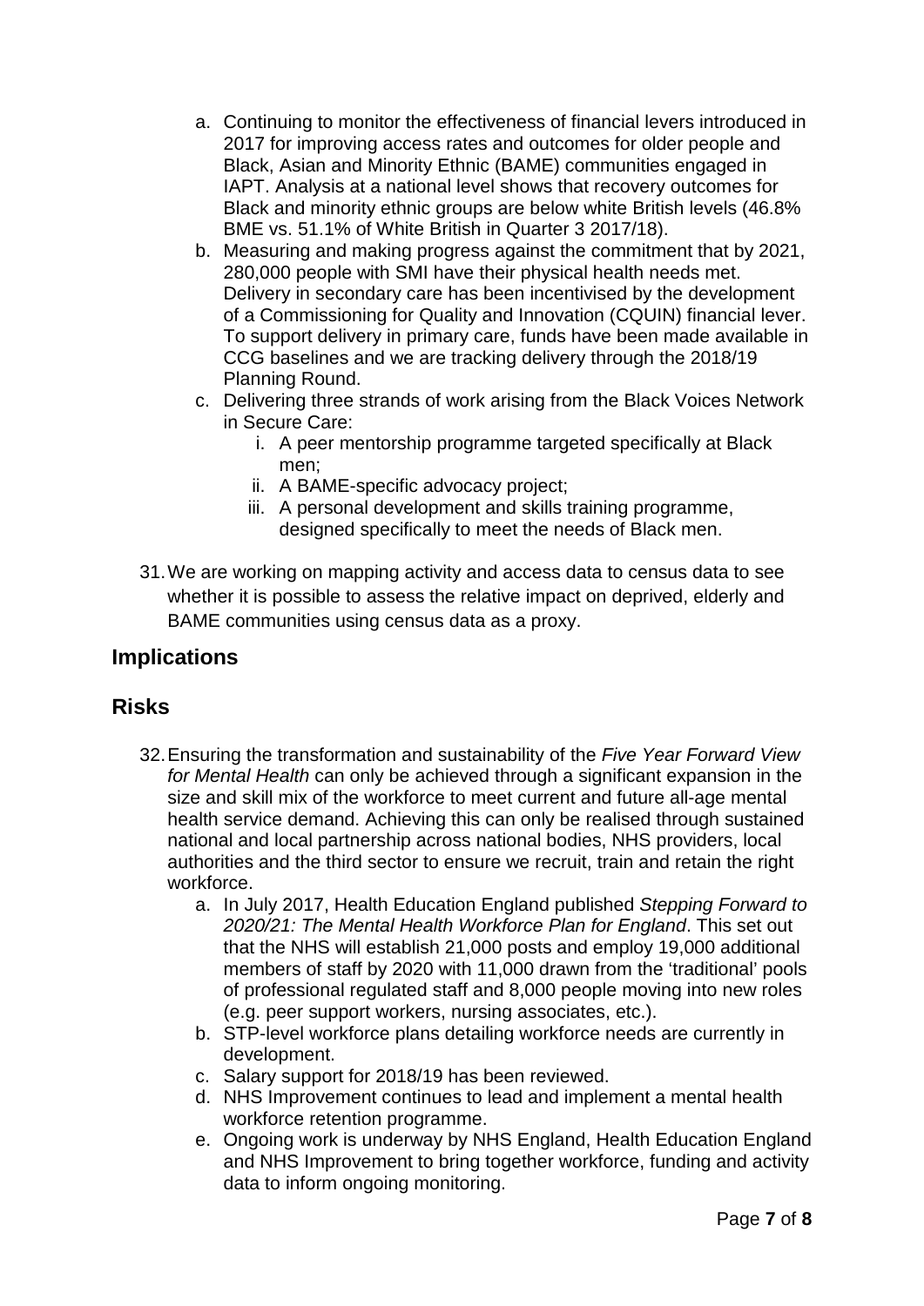a. Continuing to monitor the effectiveness of financial levers introduced in 2017 for improving access rates and outcomes for older people and Black, Asian and Minority Ethnic (BAME) communities engaged in IAPT. Analysis at a national level shows that recovery outcomes for Black and minority ethnic groups are below white British levels (46.8% BME vs. 51.1% of White British in Quarter 3 2017/18).
b. Measuring and making progress against the commitment that by 2021, 280,000 people with SMI have their physical health needs met. Delivery in secondary care has been incentivised by the development of a Commissioning for Quality and Innovation (CQUIN) financial lever. To support delivery in primary care, funds have been made available in CCG baselines and we are tracking delivery through the 2018/19 Planning Round.
c. Delivering three strands of work arising from the Black Voices Network in Secure Care:
    i. A peer mentorship programme targeted specifically at Black men;
    ii. A BAME-specific advocacy project;
    iii. A personal development and skills training programme, designed specifically to meet the needs of Black men.

31. We are working on mapping activity and access data to census data to see whether it is possible to assess the relative impact on deprived, elderly and BAME communities using census data as a proxy.

## Implications

## Risks

32. Ensuring the transformation and sustainability of the *Five Year Forward View for Mental Health* can only be achieved through a significant expansion in the size and skill mix of the workforce to meet current and future all-age mental health service demand. Achieving this can only be realised through sustained national and local partnership across national bodies, NHS providers, local authorities and the third sector to ensure we recruit, train and retain the right workforce.
    a. In July 2017, Health Education England published *Stepping Forward to 2020/21: The Mental Health Workforce Plan for England*. This set out that the NHS will establish 21,000 posts and employ 19,000 additional members of staff by 2020 with 11,000 drawn from the 'traditional' pools of professional regulated staff and 8,000 people moving into new roles (e.g. peer support workers, nursing associates, etc.).
    b. STP-level workforce plans detailing workforce needs are currently in development.
    c. Salary support for 2018/19 has been reviewed.
    d. NHS Improvement continues to lead and implement a mental health workforce retention programme.
    e. Ongoing work is underway by NHS England, Health Education England and NHS Improvement to bring together workforce, funding and activity data to inform ongoing monitoring.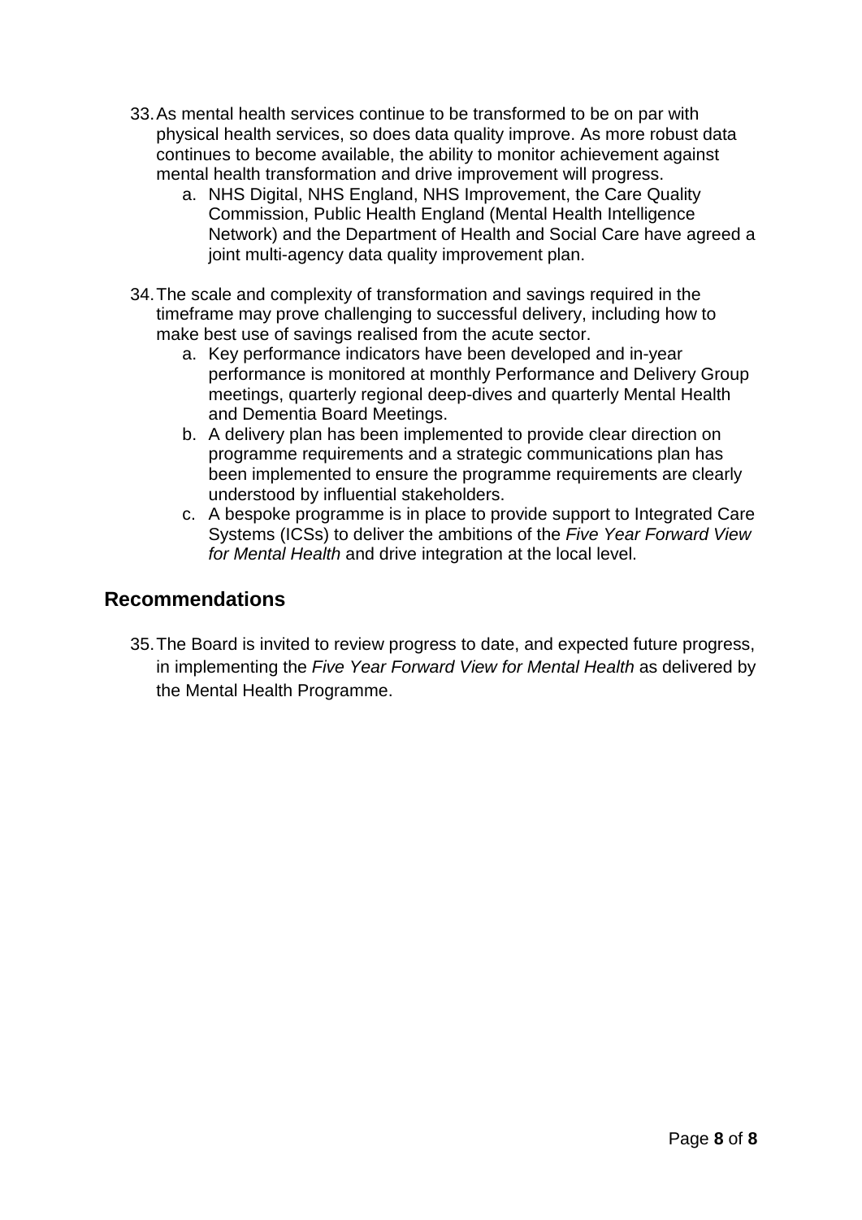33. As mental health services continue to be transformed to be on par with physical health services, so does data quality improve. As more robust data continues to become available, the ability to monitor achievement against mental health transformation and drive improvement will progress.
    a. NHS Digital, NHS England, NHS Improvement, the Care Quality Commission, Public Health England (Mental Health Intelligence Network) and the Department of Health and Social Care have agreed a joint multi-agency data quality improvement plan.

34. The scale and complexity of transformation and savings required in the timeframe may prove challenging to successful delivery, including how to make best use of savings realised from the acute sector.
    a. Key performance indicators have been developed and in-year performance is monitored at monthly Performance and Delivery Group meetings, quarterly regional deep-dives and quarterly Mental Health and Dementia Board Meetings.
    b. A delivery plan has been implemented to provide clear direction on programme requirements and a strategic communications plan has been implemented to ensure the programme requirements are clearly understood by influential stakeholders.
    c. A bespoke programme is in place to provide support to Integrated Care Systems (ICSs) to deliver the ambitions of the *Five Year Forward View for Mental Health* and drive integration at the local level.

## Recommendations

35. The Board is invited to review progress to date, and expected future progress, in implementing the *Five Year Forward View for Mental Health* as delivered by the Mental Health Programme.